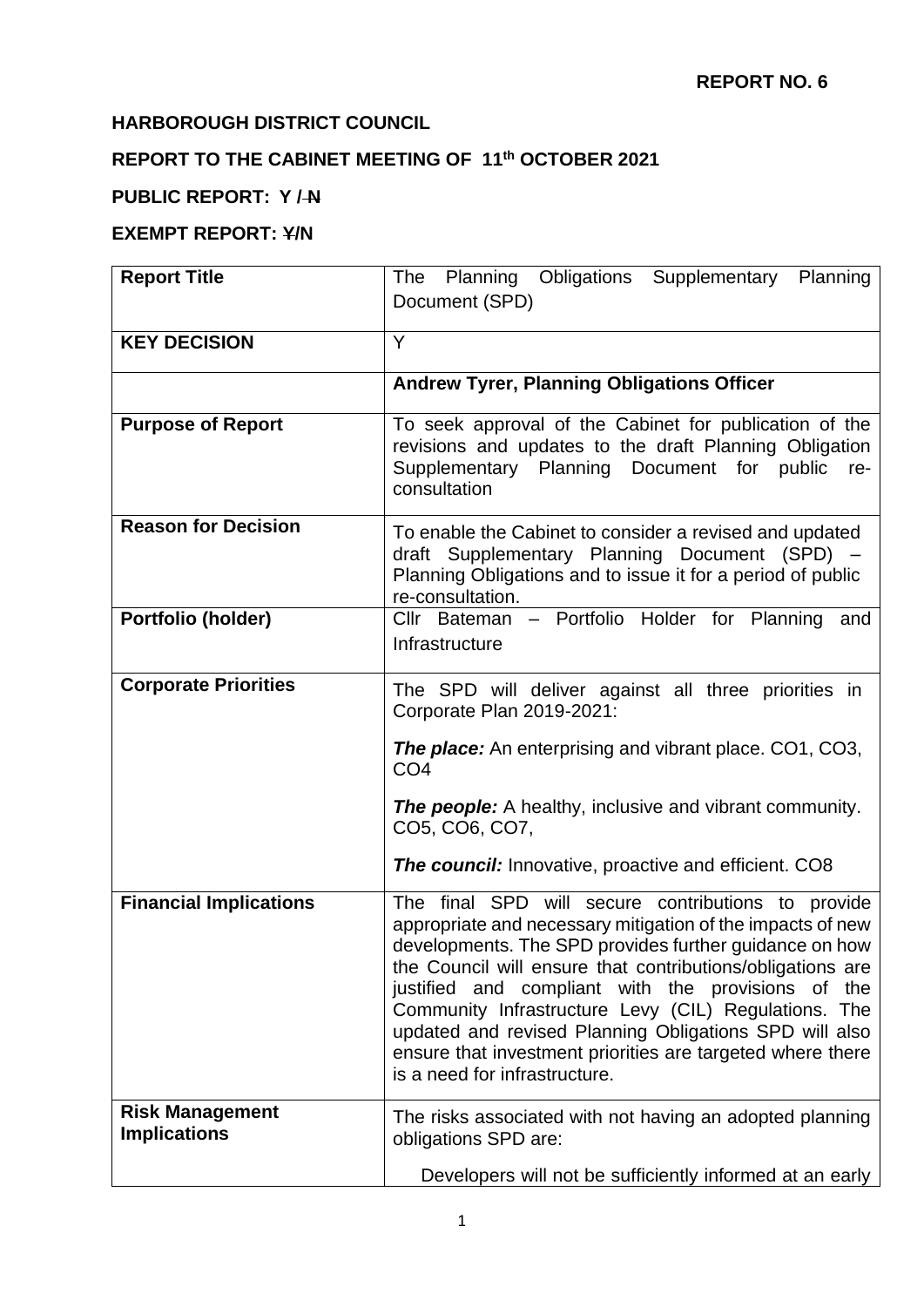**REPORT NO. 6**

**HARBOROUGH DISTRICT COUNCIL**

**REPORT TO THE CABINET MEETING OF 11th OCTOBER 2021**

**PUBLIC REPORT: Y / ~~N~~**

**EXEMPT REPORT: ~~Y~~/N**

| **Report Title** | The Planning Obligations Supplementary Planning Document (SPD) |
|---|---|
| **KEY DECISION** | Y |
| | **Andrew Tyrer, Planning Obligations Officer** |
| **Purpose of Report** | To seek approval of the Cabinet for publication of the revisions and updates to the draft Planning Obligation Supplementary Planning Document for public re-consultation |
| **Reason for Decision** | To enable the Cabinet to consider a revised and updated draft Supplementary Planning Document (SPD) – Planning Obligations and to issue it for a period of public re-consultation. |
| **Portfolio (holder)** | Cllr Bateman – Portfolio Holder for Planning and Infrastructure |
| **Corporate Priorities** | The SPD will deliver against all three priorities in Corporate Plan 2019-2021:<br><br>***The place:*** An enterprising and vibrant place. CO1, CO3, CO4<br><br>***The people:*** A healthy, inclusive and vibrant community. CO5, CO6, CO7,<br><br>***The council:*** Innovative, proactive and efficient. CO8 |
| **Financial Implications** | The final SPD will secure contributions to provide appropriate and necessary mitigation of the impacts of new developments. The SPD provides further guidance on how the Council will ensure that contributions/obligations are justified and compliant with the provisions of the Community Infrastructure Levy (CIL) Regulations. The updated and revised Planning Obligations SPD will also ensure that investment priorities are targeted where there is a need for infrastructure. |
| **Risk Management Implications** | The risks associated with not having an adopted planning obligations SPD are:<br><br>Developers will not be sufficiently informed at an early |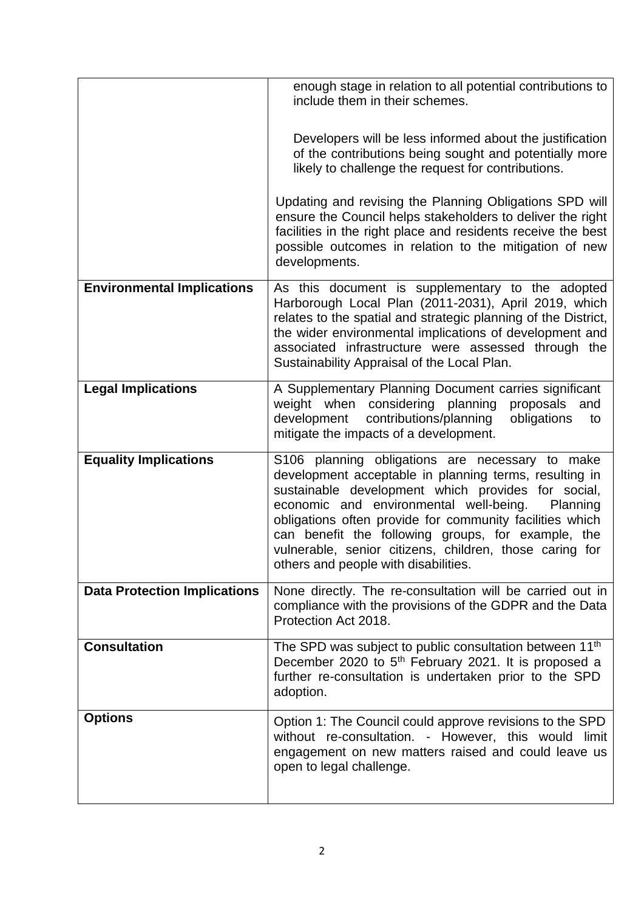| | |
|---|---|
| | enough stage in relation to all potential contributions to include them in their schemes.<br><br>Developers will be less informed about the justification of the contributions being sought and potentially more likely to challenge the request for contributions.<br><br>Updating and revising the Planning Obligations SPD will ensure the Council helps stakeholders to deliver the right facilities in the right place and residents receive the best possible outcomes in relation to the mitigation of new developments. |
| **Environmental Implications** | As this document is supplementary to the adopted Harborough Local Plan (2011-2031), April 2019, which relates to the spatial and strategic planning of the District, the wider environmental implications of development and associated infrastructure were assessed through the Sustainability Appraisal of the Local Plan. |
| **Legal Implications** | A Supplementary Planning Document carries significant weight when considering planning proposals and development contributions/planning obligations to mitigate the impacts of a development. |
| **Equality Implications** | S106 planning obligations are necessary to make development acceptable in planning terms, resulting in sustainable development which provides for social, economic and environmental well-being. Planning obligations often provide for community facilities which can benefit the following groups, for example, the vulnerable, senior citizens, children, those caring for others and people with disabilities. |
| **Data Protection Implications** | None directly. The re-consultation will be carried out in compliance with the provisions of the GDPR and the Data Protection Act 2018. |
| **Consultation** | The SPD was subject to public consultation between 11th December 2020 to 5th February 2021. It is proposed a further re-consultation is undertaken prior to the SPD adoption. |
| **Options** | Option 1: The Council could approve revisions to the SPD without re-consultation. - However, this would limit engagement on new matters raised and could leave us open to legal challenge. |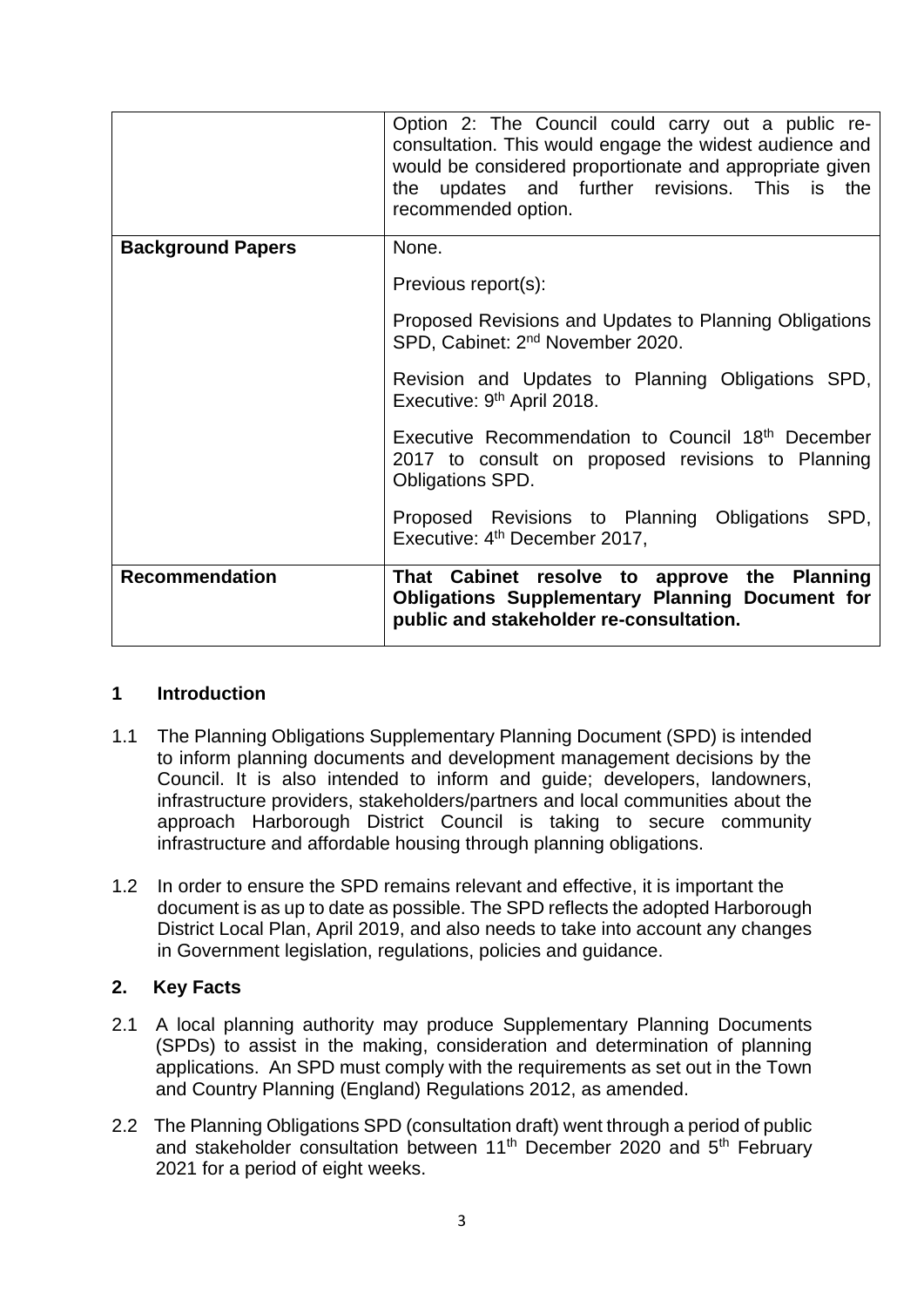| | |
|---|---|
| | Option 2: The Council could carry out a public re-consultation. This would engage the widest audience and would be considered proportionate and appropriate given the updates and further revisions. This is the recommended option. |
| **Background Papers** | None.<br><br>Previous report(s):<br><br>Proposed Revisions and Updates to Planning Obligations SPD, Cabinet: 2nd November 2020.<br><br>Revision and Updates to Planning Obligations SPD, Executive: 9th April 2018.<br><br>Executive Recommendation to Council 18th December 2017 to consult on proposed revisions to Planning Obligations SPD.<br><br>Proposed Revisions to Planning Obligations SPD, Executive: 4th December 2017, |
| **Recommendation** | **That Cabinet resolve to approve the Planning Obligations Supplementary Planning Document for public and stakeholder re-consultation.** |

## 1 Introduction

1.1 The Planning Obligations Supplementary Planning Document (SPD) is intended to inform planning documents and development management decisions by the Council. It is also intended to inform and guide; developers, landowners, infrastructure providers, stakeholders/partners and local communities about the approach Harborough District Council is taking to secure community infrastructure and affordable housing through planning obligations.

1.2 In order to ensure the SPD remains relevant and effective, it is important the document is as up to date as possible. The SPD reflects the adopted Harborough District Local Plan, April 2019, and also needs to take into account any changes in Government legislation, regulations, policies and guidance.

## 2. Key Facts

2.1 A local planning authority may produce Supplementary Planning Documents (SPDs) to assist in the making, consideration and determination of planning applications. An SPD must comply with the requirements as set out in the Town and Country Planning (England) Regulations 2012, as amended.

2.2 The Planning Obligations SPD (consultation draft) went through a period of public and stakeholder consultation between 11th December 2020 and 5th February 2021 for a period of eight weeks.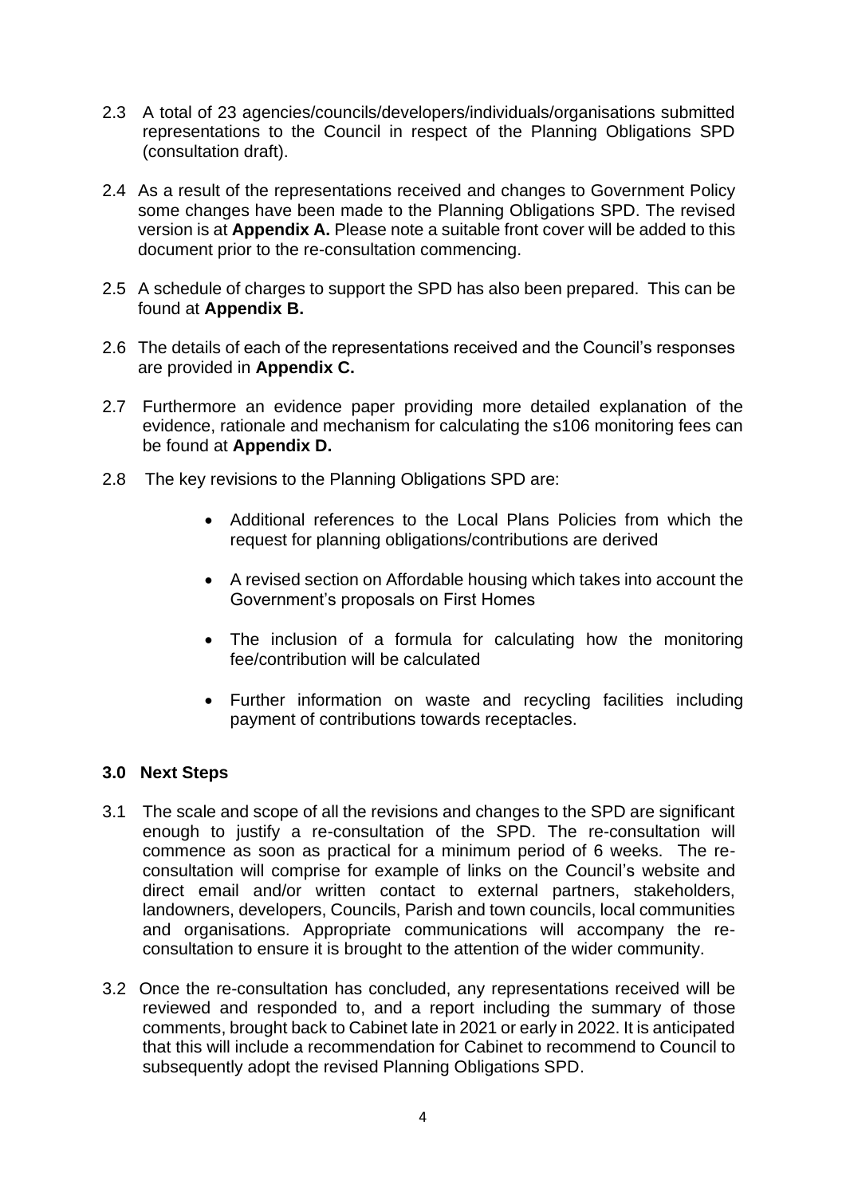2.3 A total of 23 agencies/councils/developers/individuals/organisations submitted representations to the Council in respect of the Planning Obligations SPD (consultation draft).

2.4 As a result of the representations received and changes to Government Policy some changes have been made to the Planning Obligations SPD. The revised version is at **Appendix A.** Please note a suitable front cover will be added to this document prior to the re-consultation commencing.

2.5 A schedule of charges to support the SPD has also been prepared. This can be found at **Appendix B.**

2.6 The details of each of the representations received and the Council's responses are provided in **Appendix C.**

2.7 Furthermore an evidence paper providing more detailed explanation of the evidence, rationale and mechanism for calculating the s106 monitoring fees can be found at **Appendix D.**

2.8 The key revisions to the Planning Obligations SPD are:

- Additional references to the Local Plans Policies from which the request for planning obligations/contributions are derived
- A revised section on Affordable housing which takes into account the Government's proposals on First Homes
- The inclusion of a formula for calculating how the monitoring fee/contribution will be calculated
- Further information on waste and recycling facilities including payment of contributions towards receptacles.

## 3.0 Next Steps

3.1 The scale and scope of all the revisions and changes to the SPD are significant enough to justify a re-consultation of the SPD. The re-consultation will commence as soon as practical for a minimum period of 6 weeks. The re-consultation will comprise for example of links on the Council's website and direct email and/or written contact to external partners, stakeholders, landowners, developers, Councils, Parish and town councils, local communities and organisations. Appropriate communications will accompany the re-consultation to ensure it is brought to the attention of the wider community.

3.2 Once the re-consultation has concluded, any representations received will be reviewed and responded to, and a report including the summary of those comments, brought back to Cabinet late in 2021 or early in 2022. It is anticipated that this will include a recommendation for Cabinet to recommend to Council to subsequently adopt the revised Planning Obligations SPD.